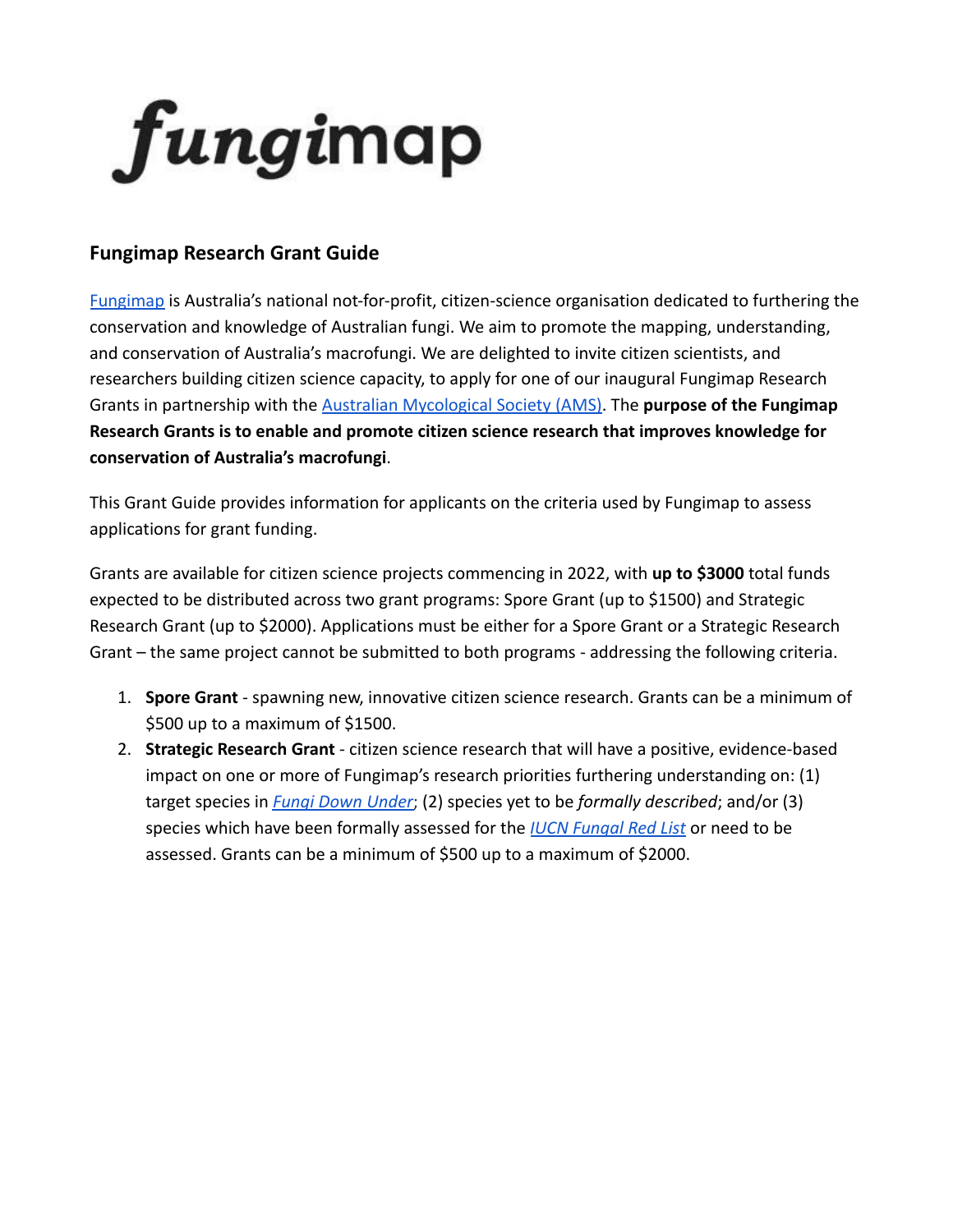fungimap

## Fungimap Research Grant Guide

Fungimap is Australia's national not-for-profit, citizen-science organisation dedicated to furthering the conservation and knowledge of Australian fungi. We aim to promote the mapping, understanding, and conservation of Australia's macrofungi. We are delighted to invite citizen scientists, and researchers building citizen science capacity, to apply for one of our inaugural Fungimap Research Grants in partnership with the Australian Mycological Society (AMS). The **purpose of the Fungimap Research Grants is to enable and promote citizen science research that improves knowledge for conservation of Australia's macrofungi**.

This Grant Guide provides information for applicants on the criteria used by Fungimap to assess applications for grant funding.

Grants are available for citizen science projects commencing in 2022, with **up to $3000** total funds expected to be distributed across two grant programs: Spore Grant (up to $1500) and Strategic Research Grant (up to $2000). Applications must be either for a Spore Grant or a Strategic Research Grant – the same project cannot be submitted to both programs - addressing the following criteria.

1. **Spore Grant** - spawning new, innovative citizen science research. Grants can be a minimum of $500 up to a maximum of $1500.
2. **Strategic Research Grant** - citizen science research that will have a positive, evidence-based impact on one or more of Fungimap's research priorities furthering understanding on: (1) target species in *Fungi Down Under*; (2) species yet to be *formally described*; and/or (3) species which have been formally assessed for the *IUCN Fungal Red List* or need to be assessed. Grants can be a minimum of $500 up to a maximum of $2000.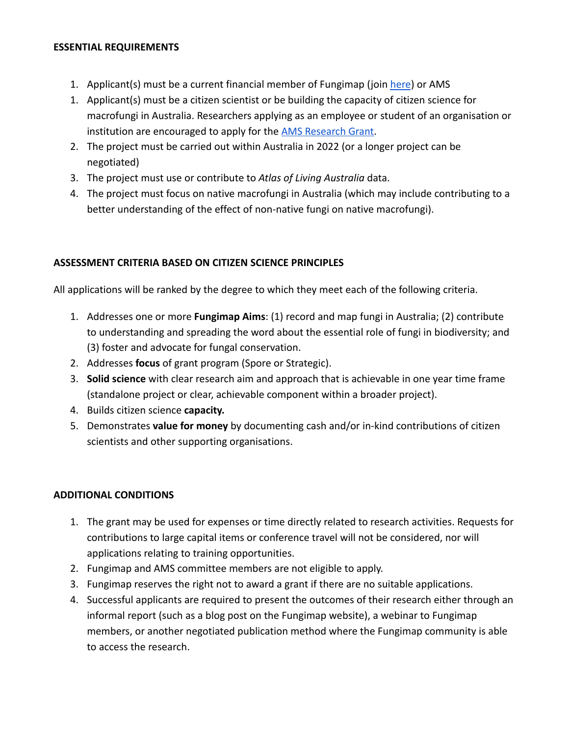**ESSENTIAL REQUIREMENTS**

1. Applicant(s) must be a current financial member of Fungimap (join here) or AMS
1. Applicant(s) must be a citizen scientist or be building the capacity of citizen science for macrofungi in Australia. Researchers applying as an employee or student of an organisation or institution are encouraged to apply for the AMS Research Grant.
2. The project must be carried out within Australia in 2022 (or a longer project can be negotiated)
3. The project must use or contribute to *Atlas of Living Australia* data.
4. The project must focus on native macrofungi in Australia (which may include contributing to a better understanding of the effect of non-native fungi on native macrofungi).

**ASSESSMENT CRITERIA BASED ON CITIZEN SCIENCE PRINCIPLES**

All applications will be ranked by the degree to which they meet each of the following criteria.

1. Addresses one or more **Fungimap Aims**: (1) record and map fungi in Australia; (2) contribute to understanding and spreading the word about the essential role of fungi in biodiversity; and (3) foster and advocate for fungal conservation.
2. Addresses **focus** of grant program (Spore or Strategic).
3. **Solid science** with clear research aim and approach that is achievable in one year time frame (standalone project or clear, achievable component within a broader project).
4. Builds citizen science **capacity.**
5. Demonstrates **value for money** by documenting cash and/or in-kind contributions of citizen scientists and other supporting organisations.

**ADDITIONAL CONDITIONS**

1. The grant may be used for expenses or time directly related to research activities. Requests for contributions to large capital items or conference travel will not be considered, nor will applications relating to training opportunities.
2. Fungimap and AMS committee members are not eligible to apply.
3. Fungimap reserves the right not to award a grant if there are no suitable applications.
4. Successful applicants are required to present the outcomes of their research either through an informal report (such as a blog post on the Fungimap website), a webinar to Fungimap members, or another negotiated publication method where the Fungimap community is able to access the research.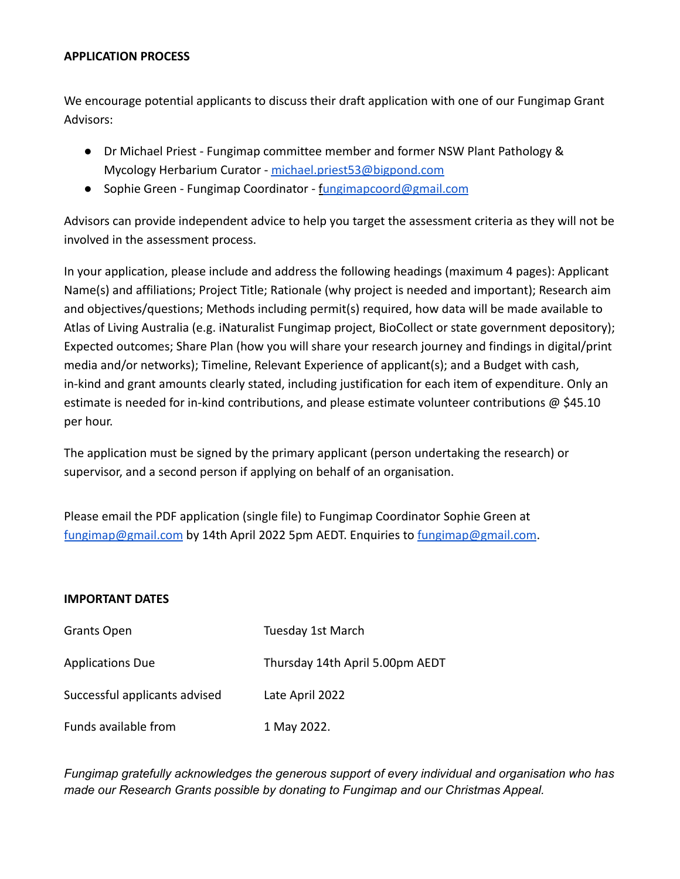**APPLICATION PROCESS**

We encourage potential applicants to discuss their draft application with one of our Fungimap Grant Advisors:

- Dr Michael Priest - Fungimap committee member and former NSW Plant Pathology & Mycology Herbarium Curator - michael.priest53@bigpond.com
- Sophie Green - Fungimap Coordinator - fungimapcoord@gmail.com

Advisors can provide independent advice to help you target the assessment criteria as they will not be involved in the assessment process.

In your application, please include and address the following headings (maximum 4 pages): Applicant Name(s) and affiliations; Project Title; Rationale (why project is needed and important); Research aim and objectives/questions; Methods including permit(s) required, how data will be made available to Atlas of Living Australia (e.g. iNaturalist Fungimap project, BioCollect or state government depository); Expected outcomes; Share Plan (how you will share your research journey and findings in digital/print media and/or networks); Timeline, Relevant Experience of applicant(s); and a Budget with cash, in-kind and grant amounts clearly stated, including justification for each item of expenditure. Only an estimate is needed for in-kind contributions, and please estimate volunteer contributions @ $45.10 per hour.

The application must be signed by the primary applicant (person undertaking the research) or supervisor, and a second person if applying on behalf of an organisation.

Please email the PDF application (single file) to Fungimap Coordinator Sophie Green at fungimap@gmail.com by 14th April 2022 5pm AEDT. Enquiries to fungimap@gmail.com.

**IMPORTANT DATES**

| | |
|---|---|
| Grants Open | Tuesday 1st March |
| Applications Due | Thursday 14th April 5.00pm AEDT |
| Successful applicants advised | Late April 2022 |
| Funds available from | 1 May 2022. |

*Fungimap gratefully acknowledges the generous support of every individual and organisation who has made our Research Grants possible by donating to Fungimap and our Christmas Appeal.*